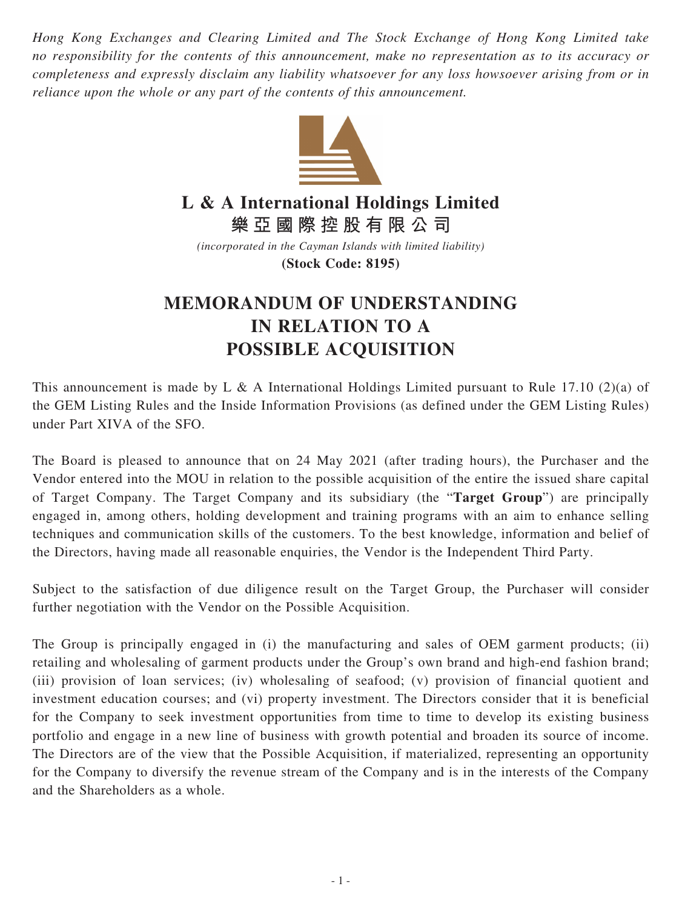*Hong Kong Exchanges and Clearing Limited and The Stock Exchange of Hong Kong Limited take no responsibility for the contents of this announcement, make no representation as to its accuracy or completeness and expressly disclaim any liability whatsoever for any loss howsoever arising from or in reliance upon the whole or any part of the contents of this announcement.*

**L & A International Holdings Limited**
**樂亞國際控股有限公司**

*(incorporated in the Cayman Islands with limited liability)*
**(Stock Code: 8195)**

# MEMORANDUM OF UNDERSTANDING IN RELATION TO A POSSIBLE ACQUISITION

This announcement is made by L & A International Holdings Limited pursuant to Rule 17.10 (2)(a) of the GEM Listing Rules and the Inside Information Provisions (as defined under the GEM Listing Rules) under Part XIVA of the SFO.

The Board is pleased to announce that on 24 May 2021 (after trading hours), the Purchaser and the Vendor entered into the MOU in relation to the possible acquisition of the entire the issued share capital of Target Company. The Target Company and its subsidiary (the "**Target Group**") are principally engaged in, among others, holding development and training programs with an aim to enhance selling techniques and communication skills of the customers. To the best knowledge, information and belief of the Directors, having made all reasonable enquiries, the Vendor is the Independent Third Party.

Subject to the satisfaction of due diligence result on the Target Group, the Purchaser will consider further negotiation with the Vendor on the Possible Acquisition.

The Group is principally engaged in (i) the manufacturing and sales of OEM garment products; (ii) retailing and wholesaling of garment products under the Group's own brand and high-end fashion brand; (iii) provision of loan services; (iv) wholesaling of seafood; (v) provision of financial quotient and investment education courses; and (vi) property investment. The Directors consider that it is beneficial for the Company to seek investment opportunities from time to time to develop its existing business portfolio and engage in a new line of business with growth potential and broaden its source of income. The Directors are of the view that the Possible Acquisition, if materialized, representing an opportunity for the Company to diversify the revenue stream of the Company and is in the interests of the Company and the Shareholders as a whole.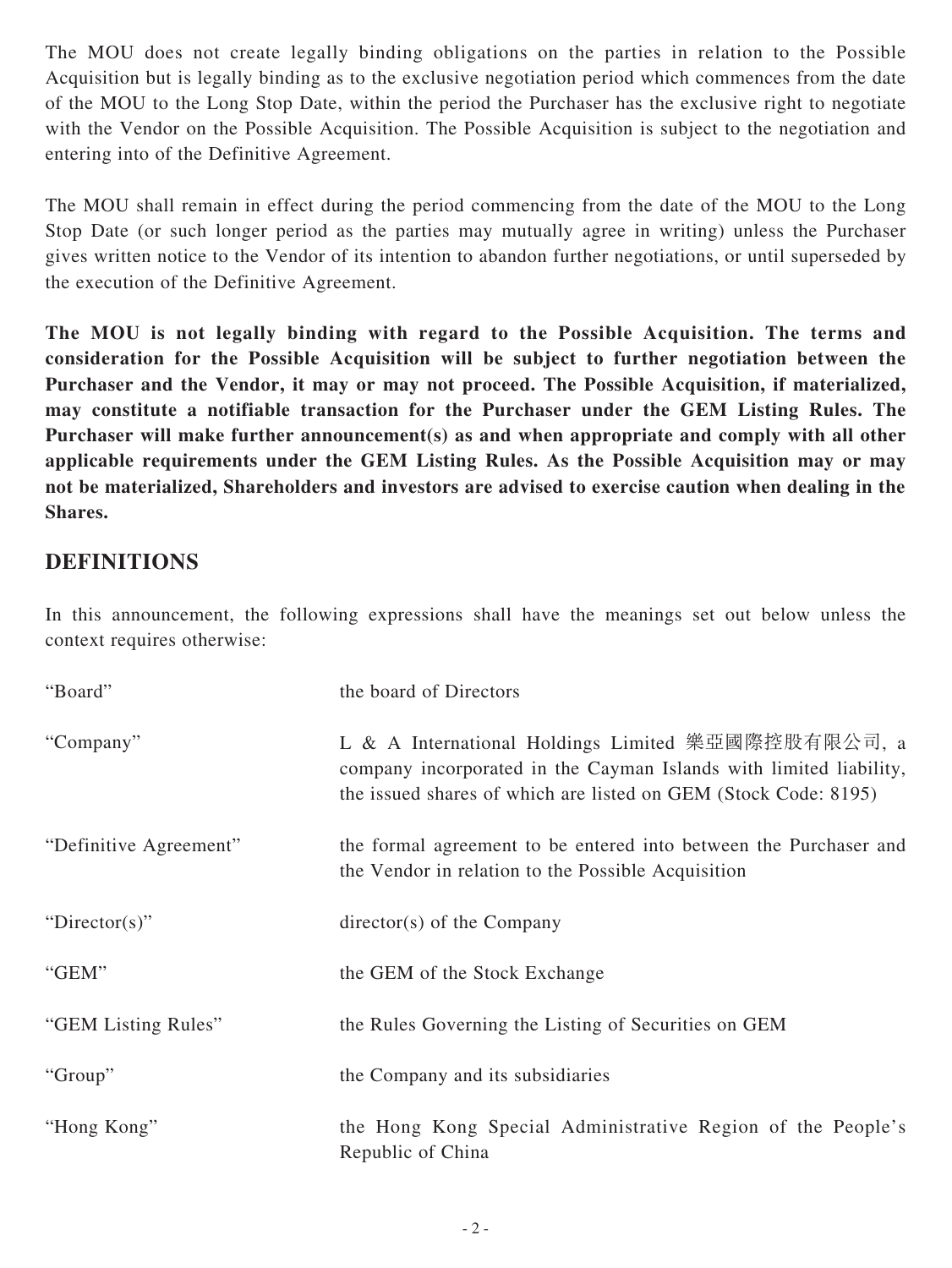The MOU does not create legally binding obligations on the parties in relation to the Possible Acquisition but is legally binding as to the exclusive negotiation period which commences from the date of the MOU to the Long Stop Date, within the period the Purchaser has the exclusive right to negotiate with the Vendor on the Possible Acquisition. The Possible Acquisition is subject to the negotiation and entering into of the Definitive Agreement.

The MOU shall remain in effect during the period commencing from the date of the MOU to the Long Stop Date (or such longer period as the parties may mutually agree in writing) unless the Purchaser gives written notice to the Vendor of its intention to abandon further negotiations, or until superseded by the execution of the Definitive Agreement.

**The MOU is not legally binding with regard to the Possible Acquisition. The terms and consideration for the Possible Acquisition will be subject to further negotiation between the Purchaser and the Vendor, it may or may not proceed. The Possible Acquisition, if materialized, may constitute a notifiable transaction for the Purchaser under the GEM Listing Rules. The Purchaser will make further announcement(s) as and when appropriate and comply with all other applicable requirements under the GEM Listing Rules. As the Possible Acquisition may or may not be materialized, Shareholders and investors are advised to exercise caution when dealing in the Shares.**

## DEFINITIONS

In this announcement, the following expressions shall have the meanings set out below unless the context requires otherwise:

| | |
|---|---|
| "Board" | the board of Directors |
| "Company" | L & A International Holdings Limited 樂亞國際控股有限公司, a company incorporated in the Cayman Islands with limited liability, the issued shares of which are listed on GEM (Stock Code: 8195) |
| "Definitive Agreement" | the formal agreement to be entered into between the Purchaser and the Vendor in relation to the Possible Acquisition |
| "Director(s)" | director(s) of the Company |
| "GEM" | the GEM of the Stock Exchange |
| "GEM Listing Rules" | the Rules Governing the Listing of Securities on GEM |
| "Group" | the Company and its subsidiaries |
| "Hong Kong" | the Hong Kong Special Administrative Region of the People's Republic of China |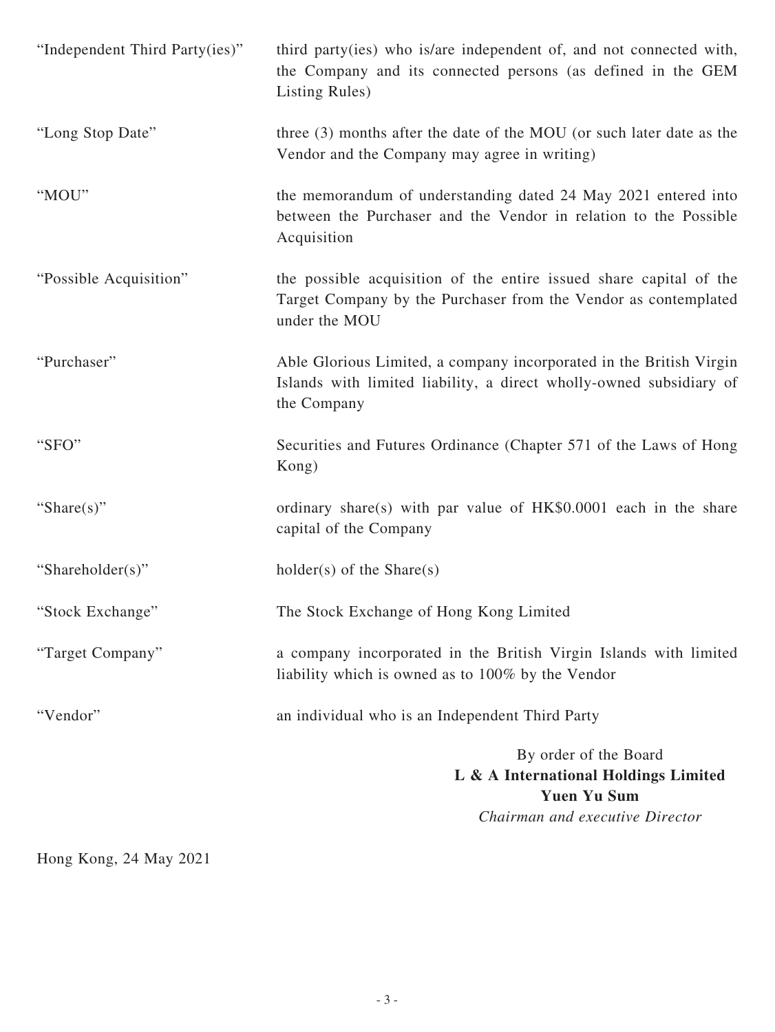| | |
|---|---|
| "Independent Third Party(ies)" | third party(ies) who is/are independent of, and not connected with, the Company and its connected persons (as defined in the GEM Listing Rules) |
| "Long Stop Date" | three (3) months after the date of the MOU (or such later date as the Vendor and the Company may agree in writing) |
| "MOU" | the memorandum of understanding dated 24 May 2021 entered into between the Purchaser and the Vendor in relation to the Possible Acquisition |
| "Possible Acquisition" | the possible acquisition of the entire issued share capital of the Target Company by the Purchaser from the Vendor as contemplated under the MOU |
| "Purchaser" | Able Glorious Limited, a company incorporated in the British Virgin Islands with limited liability, a direct wholly-owned subsidiary of the Company |
| "SFO" | Securities and Futures Ordinance (Chapter 571 of the Laws of Hong Kong) |
| "Share(s)" | ordinary share(s) with par value of HK$0.0001 each in the share capital of the Company |
| "Shareholder(s)" | holder(s) of the Share(s) |
| "Stock Exchange" | The Stock Exchange of Hong Kong Limited |
| "Target Company" | a company incorporated in the British Virgin Islands with limited liability which is owned as to 100% by the Vendor |
| "Vendor" | an individual who is an Independent Third Party |

By order of the Board
**L & A International Holdings Limited**
**Yuen Yu Sum**
*Chairman and executive Director*

Hong Kong, 24 May 2021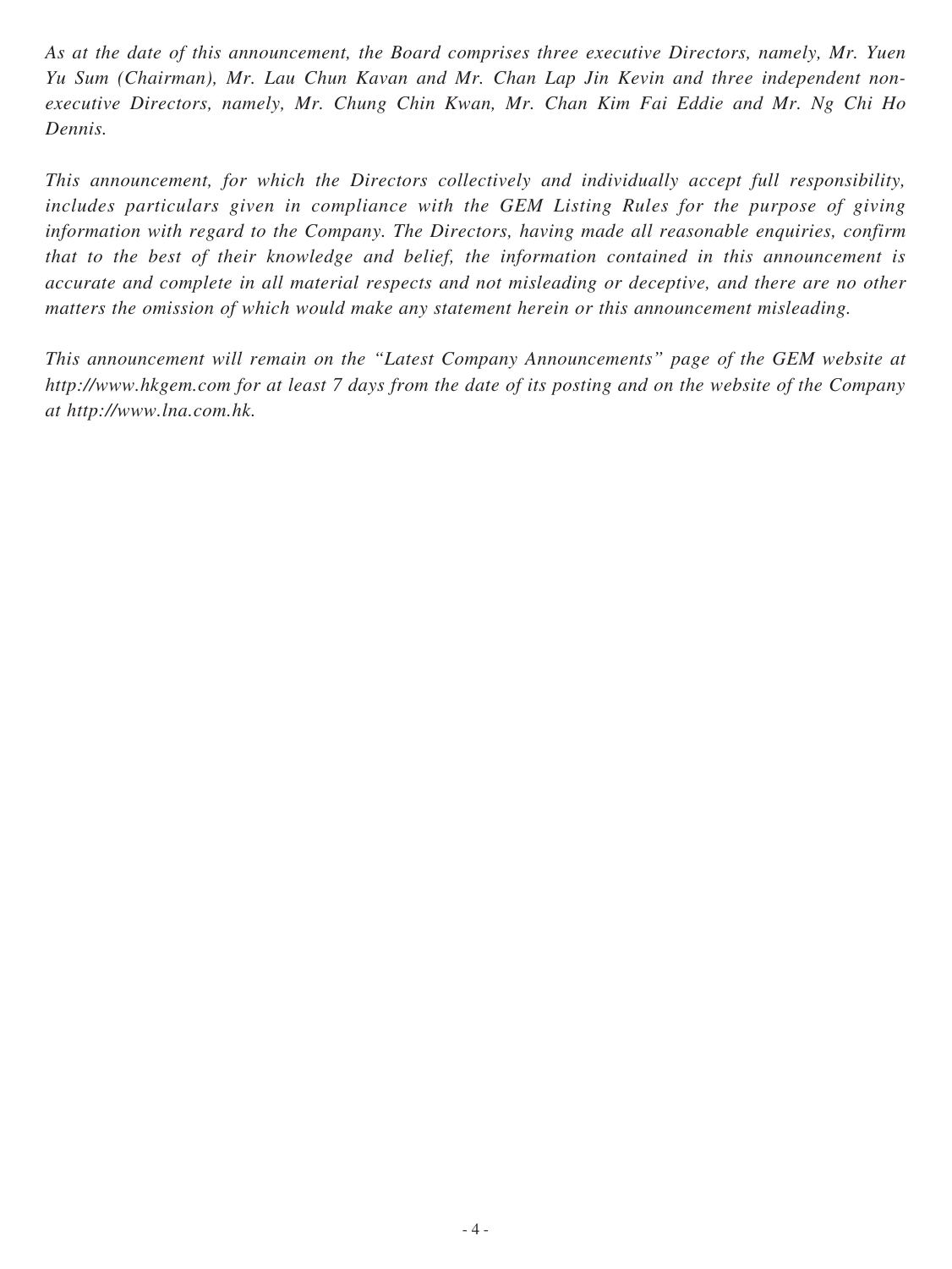*As at the date of this announcement, the Board comprises three executive Directors, namely, Mr. Yuen Yu Sum (Chairman), Mr. Lau Chun Kavan and Mr. Chan Lap Jin Kevin and three independent non-executive Directors, namely, Mr. Chung Chin Kwan, Mr. Chan Kim Fai Eddie and Mr. Ng Chi Ho Dennis.*

*This announcement, for which the Directors collectively and individually accept full responsibility, includes particulars given in compliance with the GEM Listing Rules for the purpose of giving information with regard to the Company. The Directors, having made all reasonable enquiries, confirm that to the best of their knowledge and belief, the information contained in this announcement is accurate and complete in all material respects and not misleading or deceptive, and there are no other matters the omission of which would make any statement herein or this announcement misleading.*

*This announcement will remain on the "Latest Company Announcements" page of the GEM website at http://www.hkgem.com for at least 7 days from the date of its posting and on the website of the Company at http://www.lna.com.hk.*